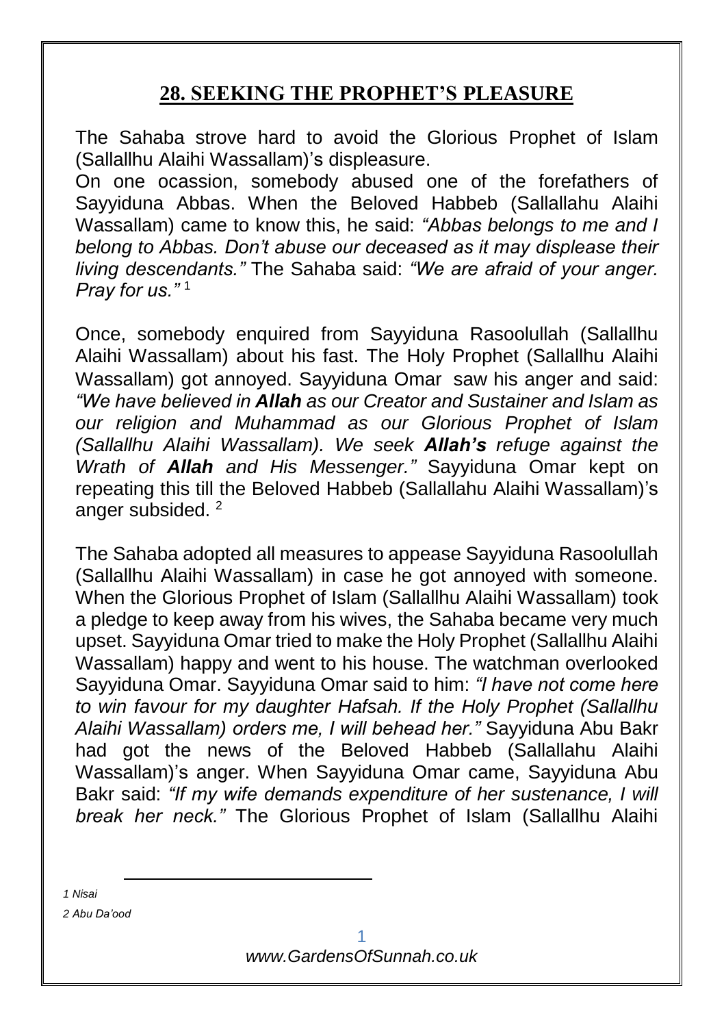## 28. SEEKING THE PROPHET'S PLEASURE

The Sahaba strove hard to avoid the Glorious Prophet of Islam (Sallallhu Alaihi Wassallam)'s displeasure.

On one ocassion, somebody abused one of the forefathers of Sayyiduna Abbas. When the Beloved Habbeb (Sallallahu Alaihi Wassallam) came to know this, he said: *"Abbas belongs to me and I belong to Abbas. Don't abuse our deceased as it may displease their living descendants."* The Sahaba said: *"We are afraid of your anger. Pray for us."* [1]

Once, somebody enquired from Sayyiduna Rasoolullah (Sallallhu Alaihi Wassallam) about his fast. The Holy Prophet (Sallallhu Alaihi Wassallam) got annoyed. Sayyiduna Omar saw his anger and said: *"We have believed in **Allah** as our Creator and Sustainer and Islam as our religion and Muhammad as our Glorious Prophet of Islam (Sallallhu Alaihi Wassallam). We seek **Allah's** refuge against the Wrath of **Allah** and His Messenger."* Sayyiduna Omar kept on repeating this till the Beloved Habbeb (Sallallahu Alaihi Wassallam)'s anger subsided. [2]

The Sahaba adopted all measures to appease Sayyiduna Rasoolullah (Sallallhu Alaihi Wassallam) in case he got annoyed with someone. When the Glorious Prophet of Islam (Sallallhu Alaihi Wassallam) took a pledge to keep away from his wives, the Sahaba became very much upset. Sayyiduna Omar tried to make the Holy Prophet (Sallallhu Alaihi Wassallam) happy and went to his house. The watchman overlooked Sayyiduna Omar. Sayyiduna Omar said to him: *"I have not come here to win favour for my daughter Hafsah. If the Holy Prophet (Sallallhu Alaihi Wassallam) orders me, I will behead her."* Sayyiduna Abu Bakr had got the news of the Beloved Habbeb (Sallallahu Alaihi Wassallam)'s anger. When Sayyiduna Omar came, Sayyiduna Abu Bakr said: *"If my wife demands expenditure of her sustenance, I will break her neck."* The Glorious Prophet of Islam (Sallallhu Alaihi

---

*1 Nisai*

*2 Abu Da'ood*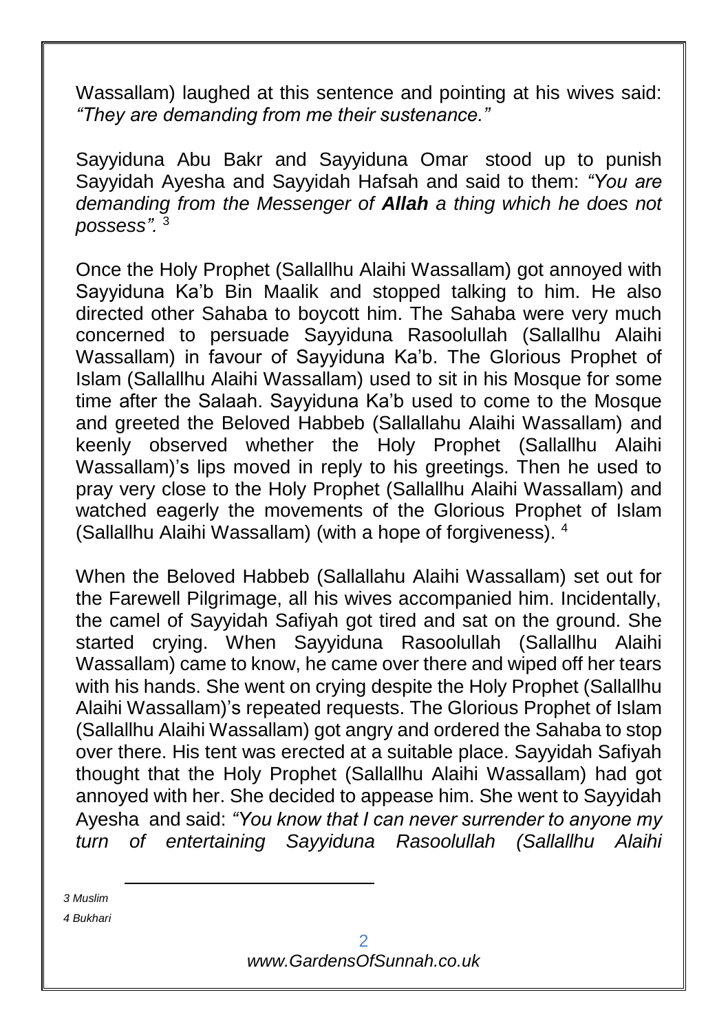Wassallam) laughed at this sentence and pointing at his wives said: *"They are demanding from me their sustenance."*

Sayyiduna Abu Bakr and Sayyiduna Omar stood up to punish Sayyidah Ayesha and Sayyidah Hafsah and said to them: *"You are demanding from the Messenger of **Allah** a thing which he does not possess".* [3]

Once the Holy Prophet (Sallallhu Alaihi Wassallam) got annoyed with Sayyiduna Ka'b Bin Maalik and stopped talking to him. He also directed other Sahaba to boycott him. The Sahaba were very much concerned to persuade Sayyiduna Rasoolullah (Sallallhu Alaihi Wassallam) in favour of Sayyiduna Ka'b. The Glorious Prophet of Islam (Sallallhu Alaihi Wassallam) used to sit in his Mosque for some time after the Salaah. Sayyiduna Ka'b used to come to the Mosque and greeted the Beloved Habbeb (Sallallahu Alaihi Wassallam) and keenly observed whether the Holy Prophet (Sallallhu Alaihi Wassallam)'s lips moved in reply to his greetings. Then he used to pray very close to the Holy Prophet (Sallallhu Alaihi Wassallam) and watched eagerly the movements of the Glorious Prophet of Islam (Sallallhu Alaihi Wassallam) (with a hope of forgiveness). [4]

When the Beloved Habbeb (Sallallahu Alaihi Wassallam) set out for the Farewell Pilgrimage, all his wives accompanied him. Incidentally, the camel of Sayyidah Safiyah got tired and sat on the ground. She started crying. When Sayyiduna Rasoolullah (Sallallhu Alaihi Wassallam) came to know, he came over there and wiped off her tears with his hands. She went on crying despite the Holy Prophet (Sallallhu Alaihi Wassallam)'s repeated requests. The Glorious Prophet of Islam (Sallallhu Alaihi Wassallam) got angry and ordered the Sahaba to stop over there. His tent was erected at a suitable place. Sayyidah Safiyah thought that the Holy Prophet (Sallallhu Alaihi Wassallam) had got annoyed with her. She decided to appease him. She went to Sayyidah Ayesha and said: *"You know that I can never surrender to anyone my turn of entertaining Sayyiduna Rasoolullah (Sallallhu Alaihi*

---

*3 Muslim*

*4 Bukhari*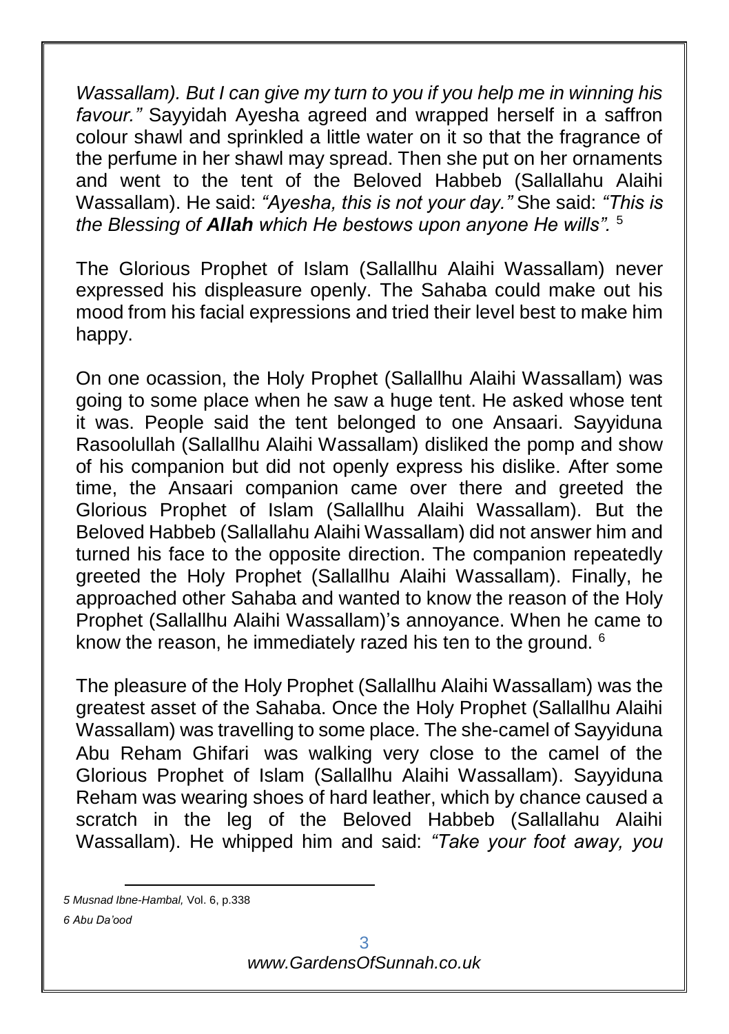*Wassallam). But I can give my turn to you if you help me in winning his favour."* Sayyidah Ayesha agreed and wrapped herself in a saffron colour shawl and sprinkled a little water on it so that the fragrance of the perfume in her shawl may spread. Then she put on her ornaments and went to the tent of the Beloved Habbeb (Sallallahu Alaihi Wassallam). He said: *"Ayesha, this is not your day."* She said: *"This is the Blessing of **Allah** which He bestows upon anyone He wills".* [5]

The Glorious Prophet of Islam (Sallallhu Alaihi Wassallam) never expressed his displeasure openly. The Sahaba could make out his mood from his facial expressions and tried their level best to make him happy.

On one ocassion, the Holy Prophet (Sallallhu Alaihi Wassallam) was going to some place when he saw a huge tent. He asked whose tent it was. People said the tent belonged to one Ansaari. Sayyiduna Rasoolullah (Sallallhu Alaihi Wassallam) disliked the pomp and show of his companion but did not openly express his dislike. After some time, the Ansaari companion came over there and greeted the Glorious Prophet of Islam (Sallallhu Alaihi Wassallam). But the Beloved Habbeb (Sallallahu Alaihi Wassallam) did not answer him and turned his face to the opposite direction. The companion repeatedly greeted the Holy Prophet (Sallallhu Alaihi Wassallam). Finally, he approached other Sahaba and wanted to know the reason of the Holy Prophet (Sallallhu Alaihi Wassallam)'s annoyance. When he came to know the reason, he immediately razed his ten to the ground. [6]

The pleasure of the Holy Prophet (Sallallhu Alaihi Wassallam) was the greatest asset of the Sahaba. Once the Holy Prophet (Sallallhu Alaihi Wassallam) was travelling to some place. The she-camel of Sayyiduna Abu Reham Ghifari was walking very close to the camel of the Glorious Prophet of Islam (Sallallhu Alaihi Wassallam). Sayyiduna Reham was wearing shoes of hard leather, which by chance caused a scratch in the leg of the Beloved Habbeb (Sallallahu Alaihi Wassallam). He whipped him and said: *"Take your foot away, you*

---

*5 Musnad Ibne-Hambal,* Vol. 6, p.338

*6 Abu Da'ood*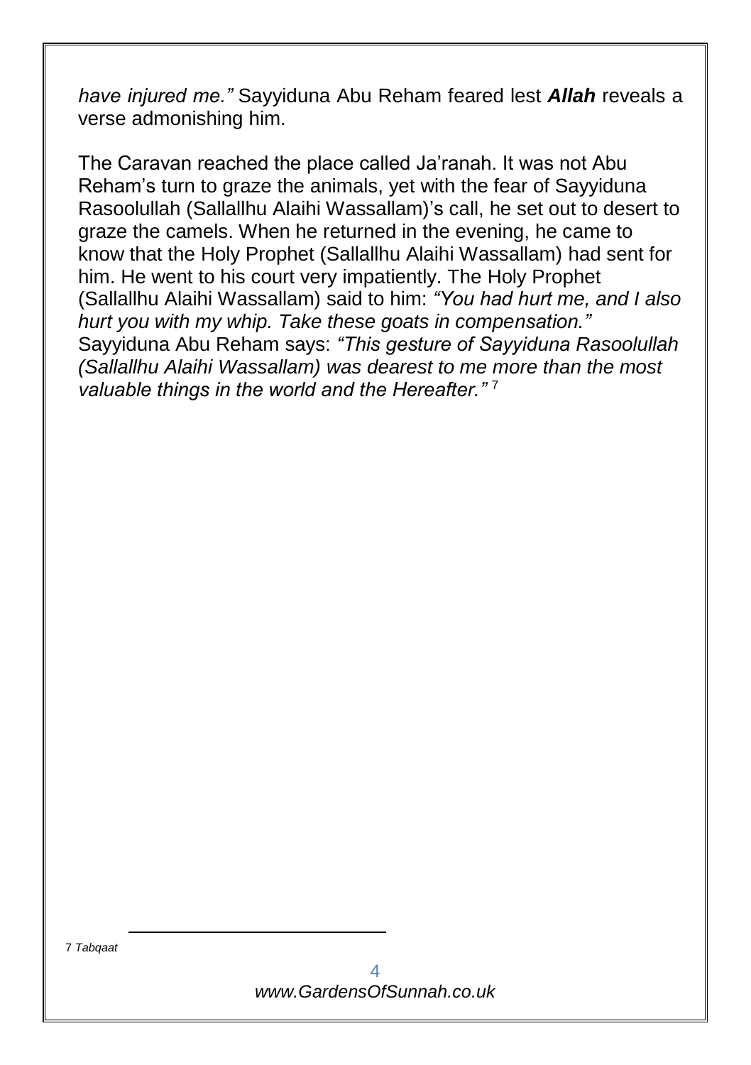*have injured me."* Sayyiduna Abu Reham feared lest ***Allah*** reveals a verse admonishing him.

The Caravan reached the place called Ja'ranah. It was not Abu Reham's turn to graze the animals, yet with the fear of Sayyiduna Rasoolullah (Sallallhu Alaihi Wassallam)'s call, he set out to desert to graze the camels. When he returned in the evening, he came to know that the Holy Prophet (Sallallhu Alaihi Wassallam) had sent for him. He went to his court very impatiently. The Holy Prophet (Sallallhu Alaihi Wassallam) said to him: *"You had hurt me, and I also hurt you with my whip. Take these goats in compensation."* Sayyiduna Abu Reham says: *"This gesture of Sayyiduna Rasoolullah (Sallallhu Alaihi Wassallam) was dearest to me more than the most valuable things in the world and the Hereafter."* [7]

---

[7] *Tabqaat*